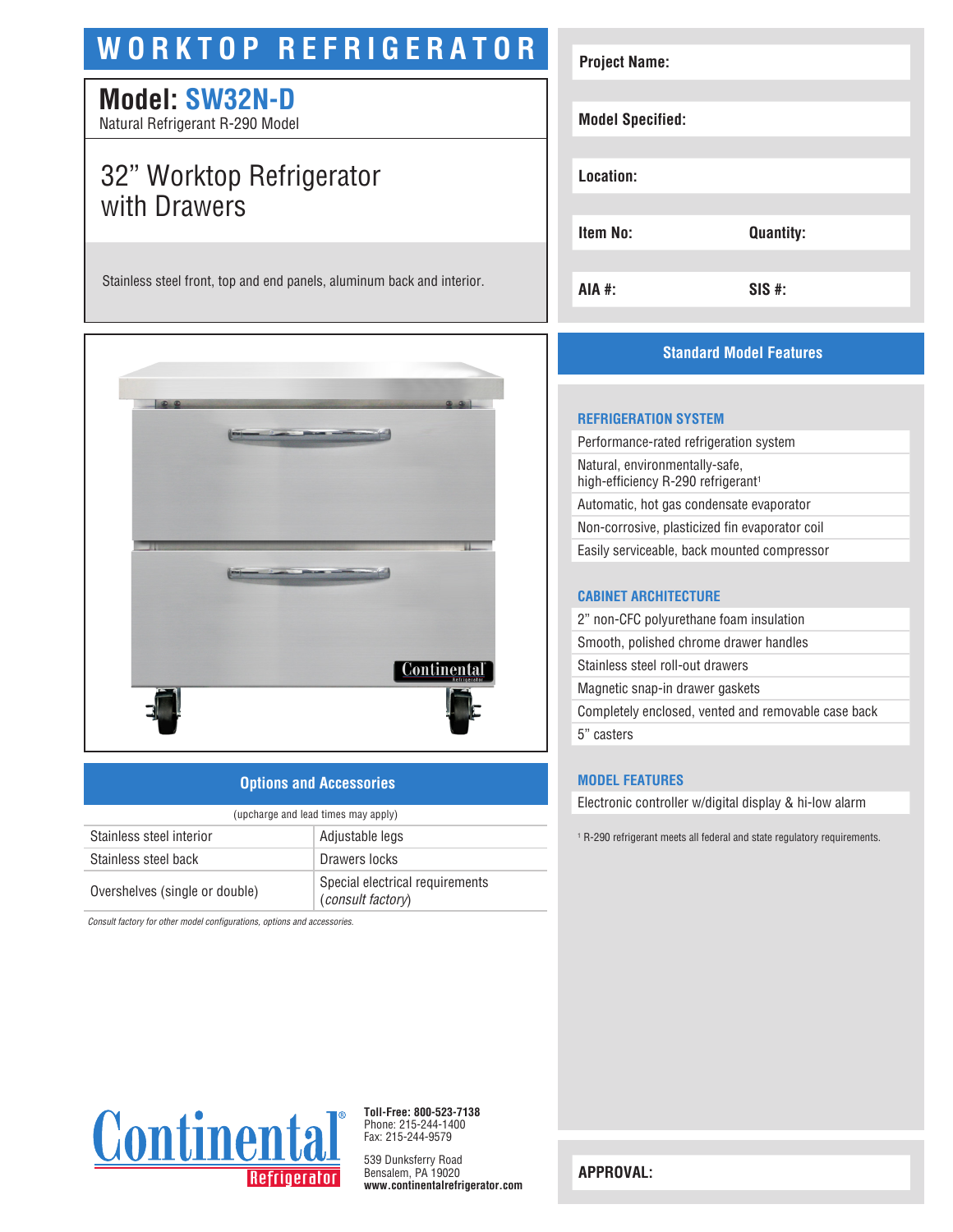# WORKTOP REFRIGERATOR

## Model: SW32N-D

Natural Refrigerant R-290 Model

## 32" Worktop Refrigerator with Drawers

Stainless steel front, top and end panels, aluminum back and interior.

| | |
|---|---|
| **Project Name:** | |
| **Model Specified:** | |
| **Location:** | |
| **Item No:** | **Quantity:** |
| **AIA #:** | **SIS #:** |

### Options and Accessories

(upcharge and lead times may apply)

| | |
|---|---|
| Stainless steel interior | Adjustable legs |
| Stainless steel back | Drawers locks |
| Overshelves (single or double) | Special electrical requirements (*consult factory*) |

*Consult factory for other model configurations, options and accessories.*

### Standard Model Features

#### REFRIGERATION SYSTEM

- Performance-rated refrigeration system
- Natural, environmentally-safe, high-efficiency R-290 refrigerant[1]
- Automatic, hot gas condensate evaporator
- Non-corrosive, plasticized fin evaporator coil
- Easily serviceable, back mounted compressor

#### CABINET ARCHITECTURE

- 2" non-CFC polyurethane foam insulation
- Smooth, polished chrome drawer handles
- Stainless steel roll-out drawers
- Magnetic snap-in drawer gaskets
- Completely enclosed, vented and removable case back
- 5" casters

#### MODEL FEATURES

- Electronic controller w/digital display & hi-low alarm

[1] R-290 refrigerant meets all federal and state regulatory requirements.

Continental® Refrigerator

**Toll-Free: 800-523-7138**
Phone: 215-244-1400
Fax: 215-244-9579

539 Dunksferry Road
Bensalem, PA 19020
**www.continentalrefrigerator.com**

**APPROVAL:**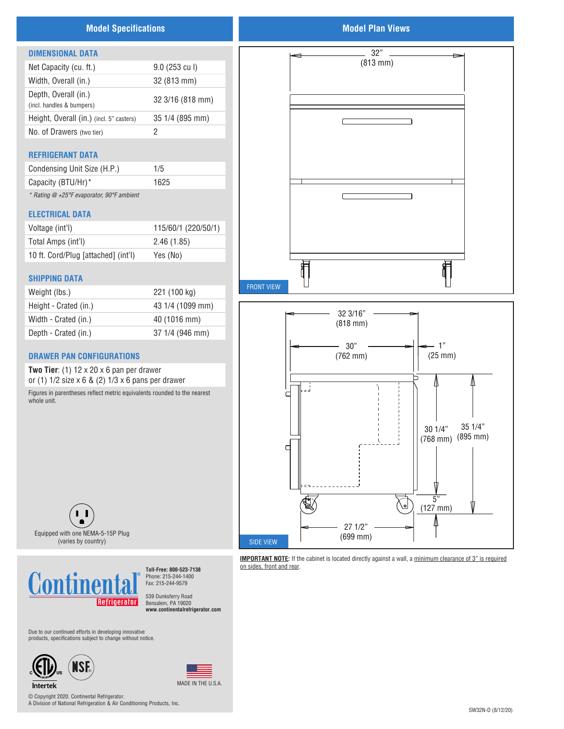## Model Specifications

### DIMENSIONAL DATA

| | |
|---|---|
| Net Capacity (cu. ft.) | 9.0 (253 cu l) |
| Width, Overall (in.) | 32 (813 mm) |
| Depth, Overall (in.) (incl. handles & bumpers) | 32 3/16 (818 mm) |
| Height, Overall (in.) (incl. 5" casters) | 35 1/4 (895 mm) |
| No. of Drawers (two tier) | 2 |

### REFRIGERANT DATA

| | |
|---|---|
| Condensing Unit Size (H.P.) | 1/5 |
| Capacity (BTU/Hr)* | 1625 |

*\* Rating @ +25°F evaporator, 90°F ambient*

### ELECTRICAL DATA

| | |
|---|---|
| Voltage (int'l) | 115/60/1 (220/50/1) |
| Total Amps (int'l) | 2.46 (1.85) |
| 10 ft. Cord/Plug [attached] (int'l) | Yes (No) |

### SHIPPING DATA

| | |
|---|---|
| Weight (lbs.) | 221 (100 kg) |
| Height - Crated (in.) | 43 1/4 (1099 mm) |
| Width - Crated (in.) | 40 (1016 mm) |
| Depth - Crated (in.) | 37 1/4 (946 mm) |

### DRAWER PAN CONFIGURATIONS

**Two Tier**: (1) 12 x 20 x 6 pan per drawer
or (1) 1/2 size x 6 & (2) 1/3 x 6 pans per drawer

Figures in parentheses reflect metric equivalents rounded to the nearest whole unit.

Equipped with one NEMA-5-15P Plug (varies by country)

## Model Plan Views

32"
(813 mm)

FRONT VIEW

32 3/16"
(818 mm)
30"
(762 mm)
1"
(25 mm)
30 1/4"
(768 mm)
35 1/4"
(895 mm)
5"
(127 mm)
27 1/2"
(699 mm)

SIDE VIEW

**IMPORTANT NOTE:** If the cabinet is located directly against a wall, a minimum clearance of 3" is required on sides, front and rear.

Continental Refrigerator

**Toll-Free: 800-523-7138**
Phone: 215-244-1400
Fax: 215-244-9579

539 Dunksferry Road
Bensalem, PA 19020
**www.continentalrefrigerator.com**

Due to our continued efforts in developing innovative products, specifications subject to change without notice.

Intertek

MADE IN THE U.S.A.

© Copyright 2020. Continental Refrigerator.
A Division of National Refrigeration & Air Conditioning Products, Inc.

SW32N-D (8/12/20)